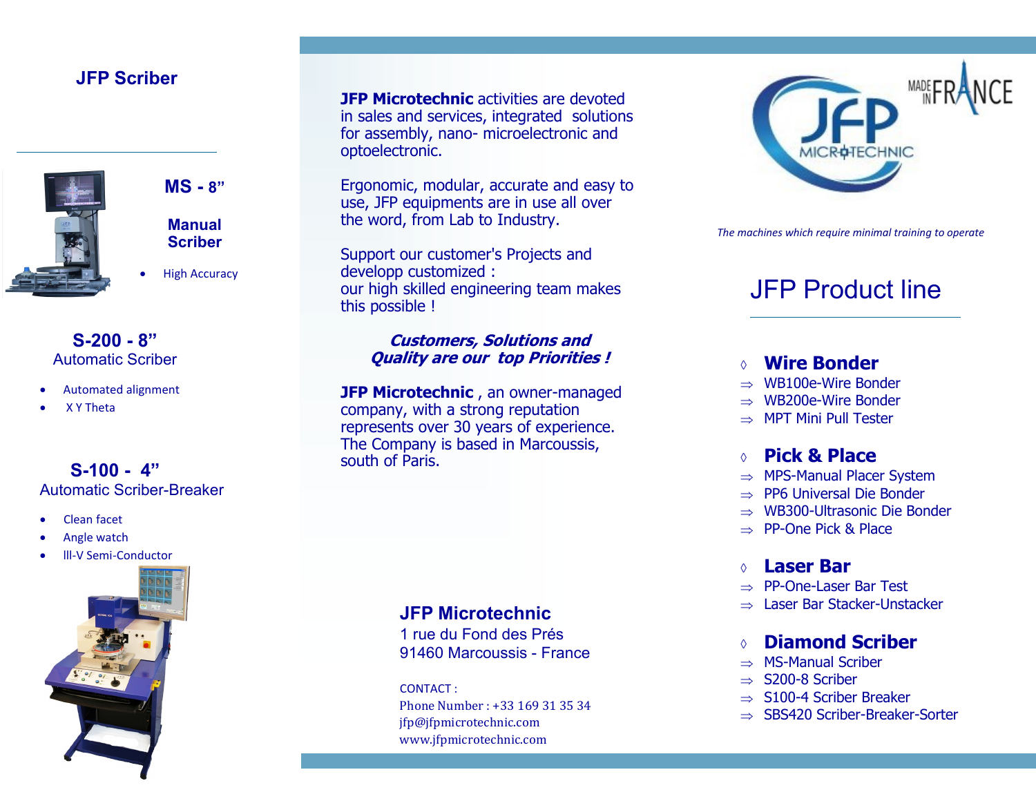## JFP Scriber

### MS - 8"

**Manual Scriber**

- High Accuracy

### S-200 - 8"

Automatic Scriber

- Automated alignment
- X Y Theta

### S-100 - 4"

Automatic Scriber-Breaker

- Clean facet
- Angle watch
- III-V Semi-Conductor

**JFP Microtechnic** activities are devoted in sales and services, integrated solutions for assembly, nano- microelectronic and optoelectronic.

Ergonomic, modular, accurate and easy to use, JFP equipments are in use all over the word, from Lab to Industry.

Support our customer's Projects and developp customized :
our high skilled engineering team makes this possible !

***Customers, Solutions and Quality are our top Priorities !***

**JFP Microtechnic** , an owner-managed company, with a strong reputation represents over 30 years of experience. The Company is based in Marcoussis, south of Paris.

**JFP Microtechnic**
1 rue du Fond des Prés
91460 Marcoussis - France

CONTACT :
Phone Number : +33 169 31 35 34
jfp@jfpmicrotechnic.com
www.jfpmicrotechnic.com

JFP MICROTECHNIC

MADE IN FRANCE

*The machines which require minimal training to operate*

# JFP Product line

◊ **Wire Bonder**
- ⇒ WB100e-Wire Bonder
- ⇒ WB200e-Wire Bonder
- ⇒ MPT Mini Pull Tester

◊ **Pick & Place**
- ⇒ MPS-Manual Placer System
- ⇒ PP6 Universal Die Bonder
- ⇒ WB300-Ultrasonic Die Bonder
- ⇒ PP-One Pick & Place

◊ **Laser Bar**
- ⇒ PP-One-Laser Bar Test
- ⇒ Laser Bar Stacker-Unstacker

◊ **Diamond Scriber**
- ⇒ MS-Manual Scriber
- ⇒ S200-8 Scriber
- ⇒ S100-4 Scriber Breaker
- ⇒ SBS420 Scriber-Breaker-Sorter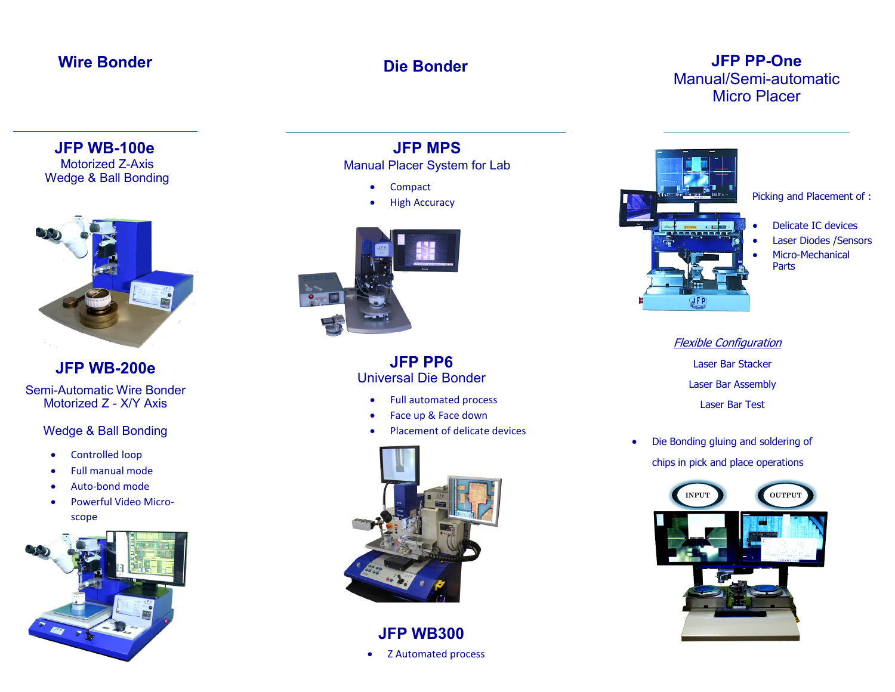## Wire Bonder

### JFP WB-100e

Motorized Z-Axis
Wedge & Ball Bonding

### JFP WB-200e

Semi-Automatic Wire Bonder
Motorized Z - X/Y Axis

Wedge & Ball Bonding

- Controlled loop
- Full manual mode
- Auto-bond mode
- Powerful Video Micro-scope

## Die Bonder

### JFP MPS

Manual Placer System for Lab

- Compact
- High Accuracy

### JFP PP6

Universal Die Bonder

- Full automated process
- Face up & Face down
- Placement of delicate devices

### JFP WB300

- Z Automated process

## JFP PP-One

Manual/Semi-automatic
Micro Placer

Picking and Placement of :

- Delicate IC devices
- Laser Diodes /Sensors
- Micro-Mechanical Parts

*Flexible Configuration*

Laser Bar Stacker

Laser Bar Assembly

Laser Bar Test

- Die Bonding gluing and soldering of chips in pick and place operations

INPUT

OUTPUT